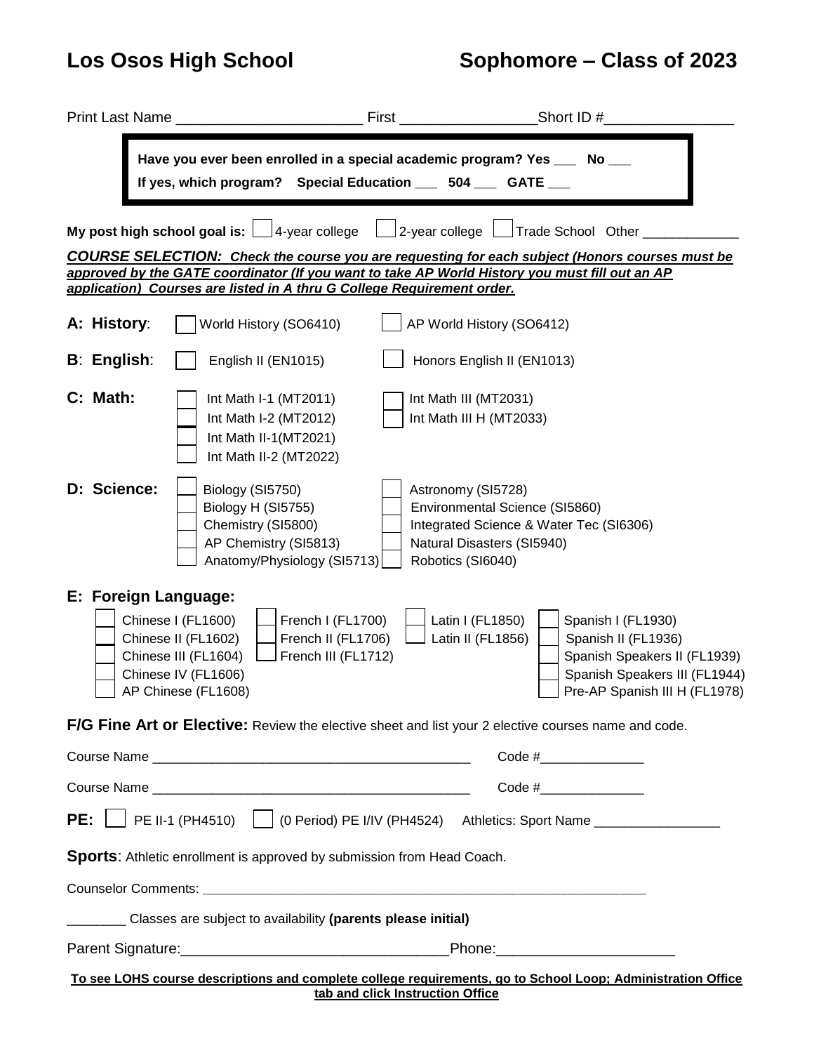# Los Osos High School — Sophomore – Class of 2023

Print Last Name ______________________ First ________________ Short ID # ________________

> **Have you ever been enrolled in a special academic program? Yes ___ No ___**
> **If yes, which program? Special Education ___ 504 ___ GATE ___**

**My post high school goal is:** ☐ 4-year college ☐ 2-year college ☐ Trade School Other _____________

***COURSE SELECTION: Check the course you are requesting for each subject (Honors courses must be approved by the GATE coordinator (If you want to take AP World History you must fill out an AP application) Courses are listed in A thru G College Requirement order.***

**A: History:**
- ☐ World History (SO6410)
- ☐ AP World History (SO6412)

**B: English:**
- ☐ English II (EN1015)
- ☐ Honors English II (EN1013)

**C: Math:**
- ☐ Int Math I-1 (MT2011)
- ☐ Int Math I-2 (MT2012)
- ☐ Int Math II-1(MT2021)
- ☐ Int Math II-2 (MT2022)
- ☐ Int Math III (MT2031)
- ☐ Int Math III H (MT2033)

**D: Science:**
- ☐ Biology (SI5750)
- ☐ Biology H (SI5755)
- ☐ Chemistry (SI5800)
- ☐ AP Chemistry (SI5813)
- ☐ Anatomy/Physiology (SI5713)
- ☐ Astronomy (SI5728)
- ☐ Environmental Science (SI5860)
- ☐ Integrated Science & Water Tec (SI6306)
- ☐ Natural Disasters (SI5940)
- ☐ Robotics (SI6040)

**E: Foreign Language:**
- ☐ Chinese I (FL1600)
- ☐ Chinese II (FL1602)
- ☐ Chinese III (FL1604)
- ☐ Chinese IV (FL1606)
- ☐ AP Chinese (FL1608)
- ☐ French I (FL1700)
- ☐ French II (FL1706)
- ☐ French III (FL1712)
- ☐ Latin I (FL1850)
- ☐ Latin II (FL1856)
- ☐ Spanish I (FL1930)
- ☐ Spanish II (FL1936)
- ☐ Spanish Speakers II (FL1939)
- ☐ Spanish Speakers III (FL1944)
- ☐ Pre-AP Spanish III H (FL1978)

**F/G Fine Art or Elective:** Review the elective sheet and list your 2 elective courses name and code.

Course Name ____________________________________________ Code # ______________

Course Name ____________________________________________ Code # ______________

**PE:** ☐ PE II-1 (PH4510) ☐ (0 Period) PE I/IV (PH4524) Athletics: Sport Name _________________

**Sports**: Athletic enrollment is approved by submission from Head Coach.

Counselor Comments: ________________________________________________________________

________ Classes are subject to availability **(parents please initial)**

Parent Signature: _________________________________ Phone: ______________________

**To see LOHS course descriptions and complete college requirements, go to School Loop; Administration Office tab and click Instruction Office**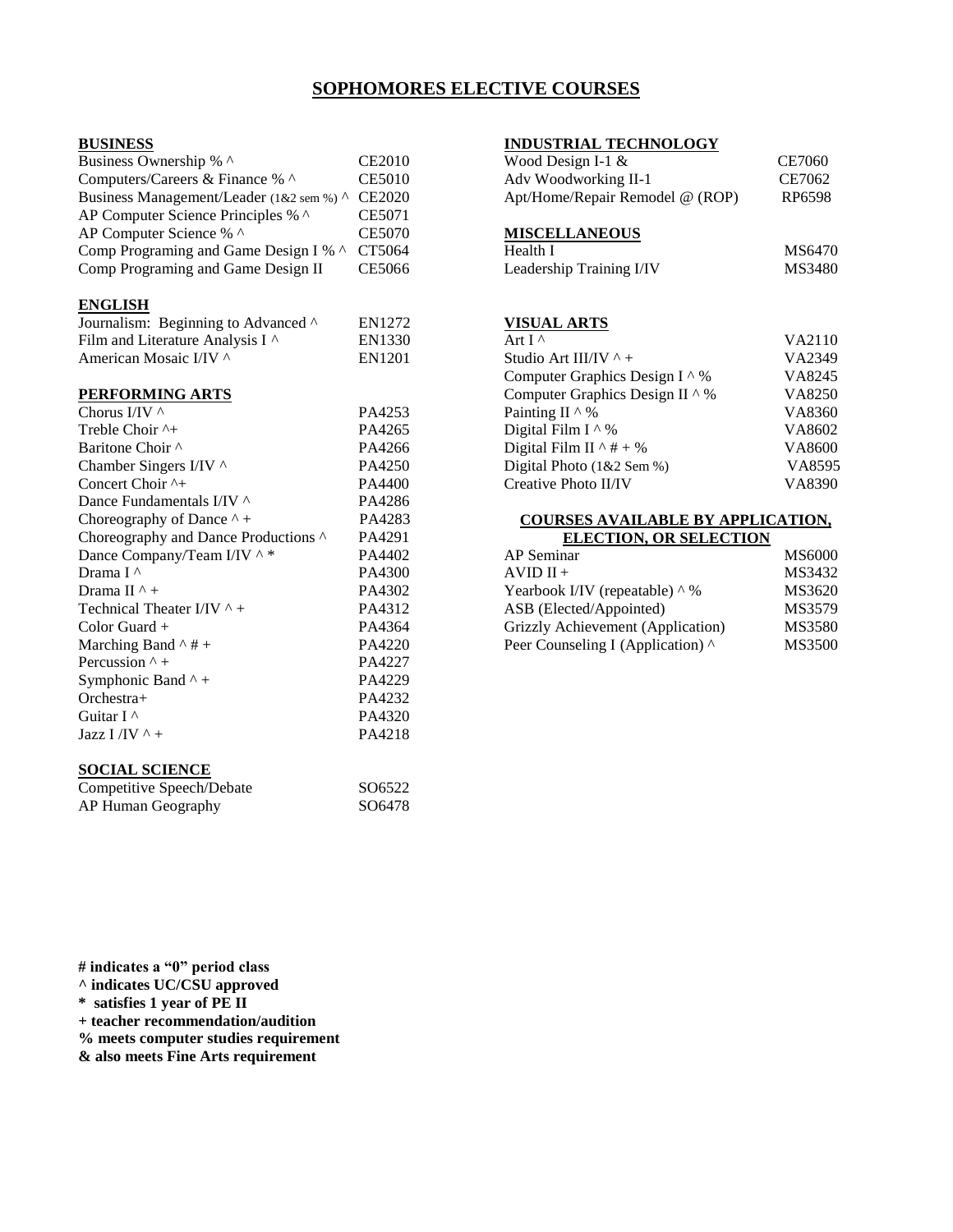# SOPHOMORES ELECTIVE COURSES

## BUSINESS

| | |
|---|---|
| Business Ownership % ^ | CE2010 |
| Computers/Careers & Finance % ^ | CE5010 |
| Business Management/Leader (1&2 sem %) ^ | CE2020 |
| AP Computer Science Principles % ^ | CE5071 |
| AP Computer Science % ^ | CE5070 |
| Comp Programing and Game Design I % ^ | CT5064 |
| Comp Programing and Game Design II | CE5066 |

## ENGLISH

| | |
|---|---|
| Journalism: Beginning to Advanced ^ | EN1272 |
| Film and Literature Analysis I ^ | EN1330 |
| American Mosaic I/IV ^ | EN1201 |

## PERFORMING ARTS

| | |
|---|---|
| Chorus I/IV ^ | PA4253 |
| Treble Choir ^+ | PA4265 |
| Baritone Choir ^ | PA4266 |
| Chamber Singers I/IV ^ | PA4250 |
| Concert Choir ^+ | PA4400 |
| Dance Fundamentals I/IV ^ | PA4286 |
| Choreography of Dance ^ + | PA4283 |
| Choreography and Dance Productions ^ | PA4291 |
| Dance Company/Team I/IV ^ * | PA4402 |
| Drama I ^ | PA4300 |
| Drama II ^ + | PA4302 |
| Technical Theater I/IV ^ + | PA4312 |
| Color Guard + | PA4364 |
| Marching Band ^ # + | PA4220 |
| Percussion ^ + | PA4227 |
| Symphonic Band ^ + | PA4229 |
| Orchestra+ | PA4232 |
| Guitar I ^ | PA4320 |
| Jazz I /IV ^ + | PA4218 |

## SOCIAL SCIENCE

| | |
|---|---|
| Competitive Speech/Debate | SO6522 |
| AP Human Geography | SO6478 |

## INDUSTRIAL TECHNOLOGY

| | |
|---|---|
| Wood Design I-1 & | CE7060 |
| Adv Woodworking II-1 | CE7062 |
| Apt/Home/Repair Remodel @ (ROP) | RP6598 |

## MISCELLANEOUS

| | |
|---|---|
| Health I | MS6470 |
| Leadership Training I/IV | MS3480 |

## VISUAL ARTS

| | |
|---|---|
| Art I ^ | VA2110 |
| Studio Art III/IV ^ + | VA2349 |
| Computer Graphics Design I ^ % | VA8245 |
| Computer Graphics Design II ^ % | VA8250 |
| Painting II ^ % | VA8360 |
| Digital Film I ^ % | VA8602 |
| Digital Film II ^ # + % | VA8600 |
| Digital Photo (1&2 Sem %) | VA8595 |
| Creative Photo II/IV | VA8390 |

## COURSES AVAILABLE BY APPLICATION, ELECTION, OR SELECTION

| | |
|---|---|
| AP Seminar | MS6000 |
| AVID II + | MS3432 |
| Yearbook I/IV (repeatable) ^ % | MS3620 |
| ASB (Elected/Appointed) | MS3579 |
| Grizzly Achievement (Application) | MS3580 |
| Peer Counseling I (Application) ^ | MS3500 |

**# indicates a "0" period class**
**^ indicates UC/CSU approved**
**\* satisfies 1 year of PE II**
**+ teacher recommendation/audition**
**% meets computer studies requirement**
**& also meets Fine Arts requirement**